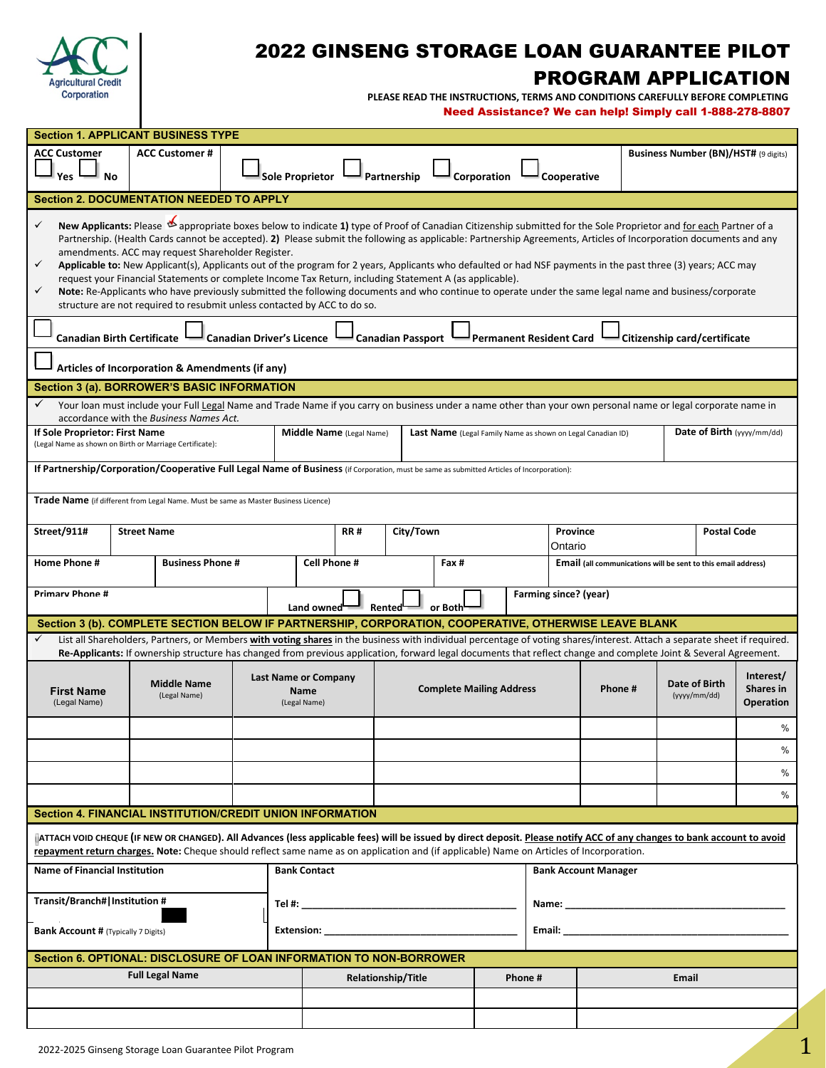Agricultural Credit Corporation

# 2022 GINSENG STORAGE LOAN GUARANTEE PILOT PROGRAM APPLICATION

**PLEASE READ THE INSTRUCTIONS, TERMS AND CONDITIONS CAREFULLY BEFORE COMPLETING**

**Need Assistance? We can help! Simply call 1-888-278-8807**

## Section 1. APPLICANT BUSINESS TYPE

| ACC Customer | ACC Customer # | | Business Number (BN)/HST# (9 digits) |
|---|---|---|---|
| ☐ Yes ☐ No | | ☐ Sole Proprietor ☐ Partnership ☐ Corporation ☐ Cooperative | |

## Section 2. DOCUMENTATION NEEDED TO APPLY

- ✓ **New Applicants:** Please ✓ appropriate boxes below to indicate **1)** type of Proof of Canadian Citizenship submitted for the Sole Proprietor and for each Partner of a Partnership. (Health Cards cannot be accepted). **2)** Please submit the following as applicable: Partnership Agreements, Articles of Incorporation documents and any amendments. ACC may request Shareholder Register.
- ✓ **Applicable to:** New Applicant(s), Applicants out of the program for 2 years, Applicants who defaulted or had NSF payments in the past three (3) years; ACC may request your Financial Statements or complete Income Tax Return, including Statement A (as applicable).
- ✓ **Note:** Re-Applicants who have previously submitted the following documents and who continue to operate under the same legal name and business/corporate structure are not required to resubmit unless contacted by ACC to do so.

☐ Canadian Birth Certificate ☐ Canadian Driver's Licence ☐ Canadian Passport ☐ Permanent Resident Card ☐ Citizenship card/certificate

☐ Articles of Incorporation & Amendments (if any)

## Section 3 (a). BORROWER'S BASIC INFORMATION

- ✓ Your loan must include your Full Legal Name and Trade Name if you carry on business under a name other than your own personal name or legal corporate name in accordance with the *Business Names Act.*

| If Sole Proprietor: First Name (Legal Name as shown on Birth or Marriage Certificate): | Middle Name (Legal Name) | Last Name (Legal Family Name as shown on Legal Canadian ID) | Date of Birth (yyyy/mm/dd) |
|---|---|---|---|
| | | | |

**If Partnership/Corporation/Cooperative Full Legal Name of Business** (if Corporation, must be same as submitted Articles of Incorporation):

**Trade Name** (if different from Legal Name. Must be same as Master Business Licence)

| Street/911# | Street Name | RR # | City/Town | Province | Postal Code |
|---|---|---|---|---|---|
| | | | | Ontario | |

| Home Phone # | Business Phone # | Cell Phone # | Fax # | Email (all communications will be sent to this email address) |
|---|---|---|---|---|
| | | | | |

| Primary Phone # | Land owned ☐ Rented ☐ or Both ☐ | Farming since? (year) |
|---|---|---|
| | | |

## Section 3 (b). COMPLETE SECTION BELOW IF PARTNERSHIP, CORPORATION, COOPERATIVE, OTHERWISE LEAVE BLANK

- ✓ List all Shareholders, Partners, or Members **with voting shares** in the business with individual percentage of voting shares/interest. Attach a separate sheet if required. **Re-Applicants:** If ownership structure has changed from previous application, forward legal documents that reflect change and complete Joint & Several Agreement.

| First Name (Legal Name) | Middle Name (Legal Name) | Last Name or Company Name (Legal Name) | Complete Mailing Address | Phone # | Date of Birth (yyyy/mm/dd) | Interest/ Shares in Operation |
|---|---|---|---|---|---|---|
| | | | | | | % |
| | | | | | | % |
| | | | | | | % |
| | | | | | | % |

## Section 4. FINANCIAL INSTITUTION/CREDIT UNION INFORMATION

**ATTACH VOID CHEQUE (IF NEW OR CHANGED). All Advances (less applicable fees) will be issued by direct deposit. Please notify ACC of any changes to bank account to avoid repayment return charges. Note:** Cheque should reflect same name as on application and (if applicable) Name on Articles of Incorporation.

| Name of Financial Institution | Bank Contact | Bank Account Manager |
|---|---|---|
| Transit/Branch#\|Institution # | Tel #: ______________________ | Name: ______________________ |
| Bank Account # (Typically 7 Digits) | Extension: ______________________ | Email: ______________________ |

## Section 6. OPTIONAL: DISCLOSURE OF LOAN INFORMATION TO NON-BORROWER

| Full Legal Name | Relationship/Title | Phone # | Email |
|---|---|---|---|
| | | | |
| | | | |

2022-2025 Ginseng Storage Loan Guarantee Pilot Program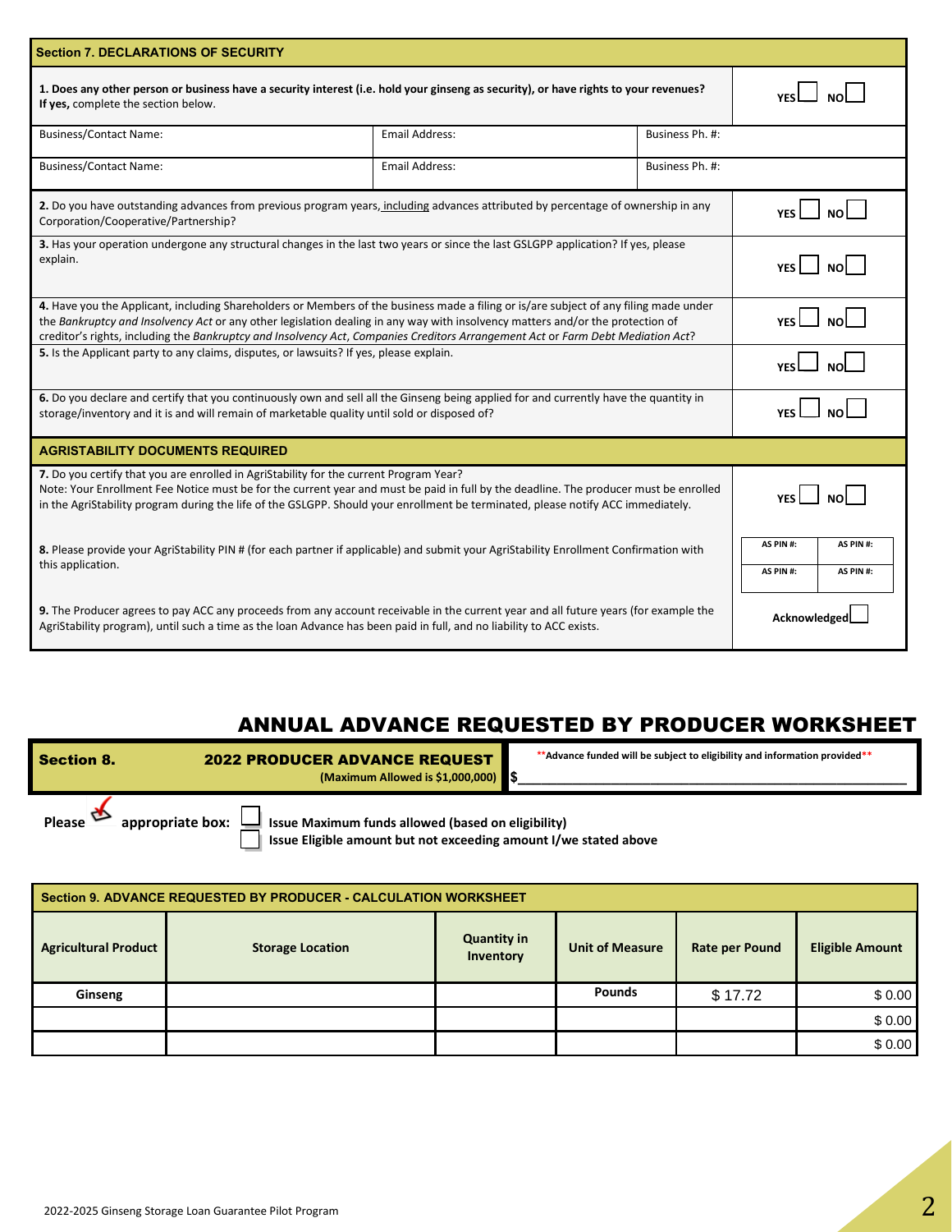## Section 7. DECLARATIONS OF SECURITY

| | | | |
|---|---|---|---|
| **1. Does any other person or business have a security interest (i.e. hold your ginseng as security), or have rights to your revenues?** **If yes,** complete the section below. | | | YES ☐ NO ☐ |
| Business/Contact Name: | Email Address: | Business Ph. #: | |
| Business/Contact Name: | Email Address: | Business Ph. #: | |
| **2.** Do you have outstanding advances from previous program years, including advances attributed by percentage of ownership in any Corporation/Cooperative/Partnership? | | | YES ☐ NO ☐ |
| **3.** Has your operation undergone any structural changes in the last two years or since the last GSLGPP application? If yes, please explain. | | | YES ☐ NO ☐ |
| **4.** Have you the Applicant, including Shareholders or Members of the business made a filing or is/are subject of any filing made under the *Bankruptcy and Insolvency Act* or any other legislation dealing in any way with insolvency matters and/or the protection of creditor's rights, including the *Bankruptcy and Insolvency Act*, *Companies Creditors Arrangement Act* or *Farm Debt Mediation Act*? | | | YES ☐ NO ☐ |
| **5.** Is the Applicant party to any claims, disputes, or lawsuits? If yes, please explain. | | | YES ☐ NO ☐ |
| **6.** Do you declare and certify that you continuously own and sell all the Ginseng being applied for and currently have the quantity in storage/inventory and it is and will remain of marketable quality until sold or disposed of? | | | YES ☐ NO ☐ |

## AGRISTABILITY DOCUMENTS REQUIRED

| | |
|---|---|
| **7.** Do you certify that you are enrolled in AgriStability for the current Program Year?<br>Note: Your Enrollment Fee Notice must be for the current year and must be paid in full by the deadline. The producer must be enrolled in the AgriStability program during the life of the GSLGPP. Should your enrollment be terminated, please notify ACC immediately. | YES ☐ NO ☐ |
| **8.** Please provide your AgriStability PIN # (for each partner if applicable) and submit your AgriStability Enrollment Confirmation with this application. | AS PIN #: AS PIN #:<br>AS PIN #: AS PIN #: |
| **9.** The Producer agrees to pay ACC any proceeds from any account receivable in the current year and all future years (for example the AgriStability program), until such a time as the loan Advance has been paid in full, and no liability to ACC exists. | Acknowledged ☐ |

# ANNUAL ADVANCE REQUESTED BY PRODUCER WORKSHEET

| | | |
|---|---|---|
| **Section 8.** | **2022 PRODUCER ADVANCE REQUEST** (Maximum Allowed is $1,000,000) | **Advance funded will be subject to eligibility and information provided**<br>$______________________ |

**Please ✓ appropriate box:**
- ☐ **Issue Maximum funds allowed (based on eligibility)**
- ☐ **Issue Eligible amount but not exceeding amount I/we stated above**

## Section 9. ADVANCE REQUESTED BY PRODUCER - CALCULATION WORKSHEET

| Agricultural Product | Storage Location | Quantity in Inventory | Unit of Measure | Rate per Pound | Eligible Amount |
|---|---|---|---|---|---|
| Ginseng | | | Pounds | $ 17.72 | $ 0.00 |
| | | | | | $ 0.00 |
| | | | | | $ 0.00 |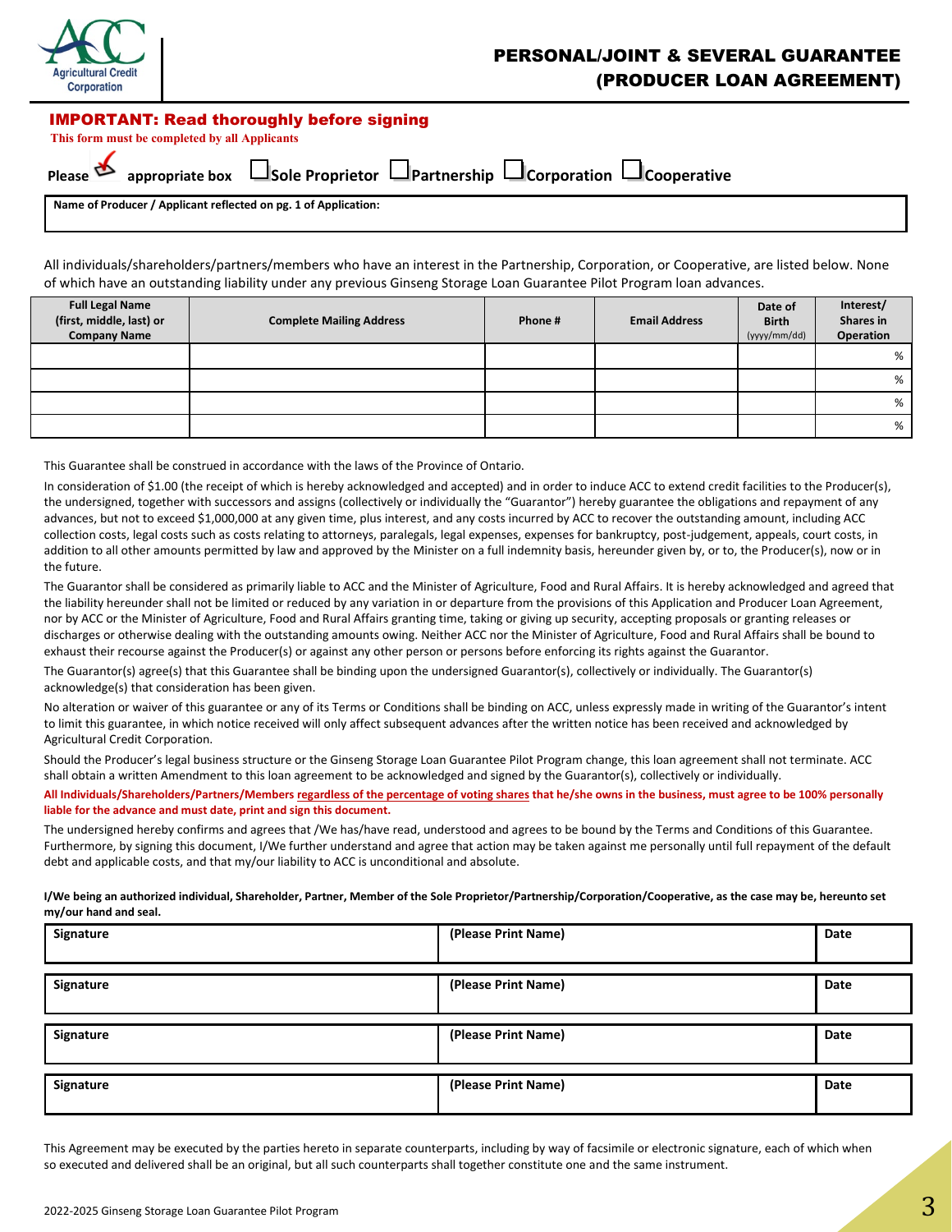Agricultural Credit Corporation

# PERSONAL/JOINT & SEVERAL GUARANTEE (PRODUCER LOAN AGREEMENT)

**IMPORTANT: Read thoroughly before signing**

**This form must be completed by all Applicants**

**Please ✓ appropriate box** ☐ **Sole Proprietor** ☐ **Partnership** ☐ **Corporation** ☐ **Cooperative**

| **Name of Producer / Applicant reflected on pg. 1 of Application:** |
|---|
| |

All individuals/shareholders/partners/members who have an interest in the Partnership, Corporation, or Cooperative, are listed below. None of which have an outstanding liability under any previous Ginseng Storage Loan Guarantee Pilot Program loan advances.

| Full Legal Name (first, middle, last) or Company Name | Complete Mailing Address | Phone # | Email Address | Date of Birth (yyyy/mm/dd) | Interest/ Shares in Operation |
|---|---|---|---|---|---|
| | | | | | % |
| | | | | | % |
| | | | | | % |
| | | | | | % |

This Guarantee shall be construed in accordance with the laws of the Province of Ontario.

In consideration of $1.00 (the receipt of which is hereby acknowledged and accepted) and in order to induce ACC to extend credit facilities to the Producer(s), the undersigned, together with successors and assigns (collectively or individually the "Guarantor") hereby guarantee the obligations and repayment of any advances, but not to exceed $1,000,000 at any given time, plus interest, and any costs incurred by ACC to recover the outstanding amount, including ACC collection costs, legal costs such as costs relating to attorneys, paralegals, legal expenses, expenses for bankruptcy, post-judgement, appeals, court costs, in addition to all other amounts permitted by law and approved by the Minister on a full indemnity basis, hereunder given by, or to, the Producer(s), now or in the future.

The Guarantor shall be considered as primarily liable to ACC and the Minister of Agriculture, Food and Rural Affairs. It is hereby acknowledged and agreed that the liability hereunder shall not be limited or reduced by any variation in or departure from the provisions of this Application and Producer Loan Agreement, nor by ACC or the Minister of Agriculture, Food and Rural Affairs granting time, taking or giving up security, accepting proposals or granting releases or discharges or otherwise dealing with the outstanding amounts owing. Neither ACC nor the Minister of Agriculture, Food and Rural Affairs shall be bound to exhaust their recourse against the Producer(s) or against any other person or persons before enforcing its rights against the Guarantor.

The Guarantor(s) agree(s) that this Guarantee shall be binding upon the undersigned Guarantor(s), collectively or individually. The Guarantor(s) acknowledge(s) that consideration has been given.

No alteration or waiver of this guarantee or any of its Terms or Conditions shall be binding on ACC, unless expressly made in writing of the Guarantor's intent to limit this guarantee, in which notice received will only affect subsequent advances after the written notice has been received and acknowledged by Agricultural Credit Corporation.

Should the Producer's legal business structure or the Ginseng Storage Loan Guarantee Pilot Program change, this loan agreement shall not terminate. ACC shall obtain a written Amendment to this loan agreement to be acknowledged and signed by the Guarantor(s), collectively or individually.

**All Individuals/Shareholders/Partners/Members regardless of the percentage of voting shares that he/she owns in the business, must agree to be 100% personally liable for the advance and must date, print and sign this document.**

The undersigned hereby confirms and agrees that /We has/have read, understood and agrees to be bound by the Terms and Conditions of this Guarantee. Furthermore, by signing this document, I/We further understand and agree that action may be taken against me personally until full repayment of the default debt and applicable costs, and that my/our liability to ACC is unconditional and absolute.

**I/We being an authorized individual, Shareholder, Partner, Member of the Sole Proprietor/Partnership/Corporation/Cooperative, as the case may be, hereunto set my/our hand and seal.**

| Signature | (Please Print Name) | Date |
|---|---|---|
| Signature | (Please Print Name) | Date |
| Signature | (Please Print Name) | Date |
| Signature | (Please Print Name) | Date |

This Agreement may be executed by the parties hereto in separate counterparts, including by way of facsimile or electronic signature, each of which when so executed and delivered shall be an original, but all such counterparts shall together constitute one and the same instrument.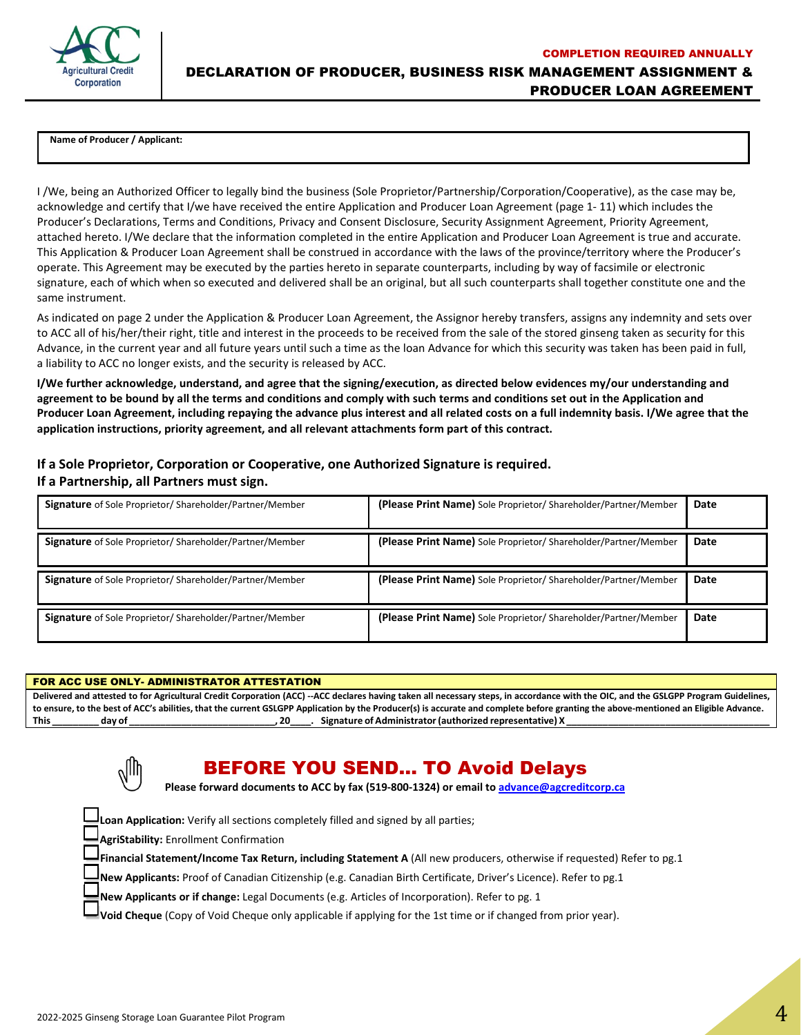Agricultural Credit Corporation

**COMPLETION REQUIRED ANNUALLY**

# DECLARATION OF PRODUCER, BUSINESS RISK MANAGEMENT ASSIGNMENT & PRODUCER LOAN AGREEMENT

| Name of Producer / Applicant: |
|---|
| |

I /We, being an Authorized Officer to legally bind the business (Sole Proprietor/Partnership/Corporation/Cooperative), as the case may be, acknowledge and certify that I/we have received the entire Application and Producer Loan Agreement (page 1- 11) which includes the Producer's Declarations, Terms and Conditions, Privacy and Consent Disclosure, Security Assignment Agreement, Priority Agreement, attached hereto. I/We declare that the information completed in the entire Application and Producer Loan Agreement is true and accurate. This Application & Producer Loan Agreement shall be construed in accordance with the laws of the province/territory where the Producer's operate. This Agreement may be executed by the parties hereto in separate counterparts, including by way of facsimile or electronic signature, each of which when so executed and delivered shall be an original, but all such counterparts shall together constitute one and the same instrument.

As indicated on page 2 under the Application & Producer Loan Agreement, the Assignor hereby transfers, assigns any indemnity and sets over to ACC all of his/her/their right, title and interest in the proceeds to be received from the sale of the stored ginseng taken as security for this Advance, in the current year and all future years until such a time as the loan Advance for which this security was taken has been paid in full, a liability to ACC no longer exists, and the security is released by ACC.

**I/We further acknowledge, understand, and agree that the signing/execution, as directed below evidences my/our understanding and agreement to be bound by all the terms and conditions and comply with such terms and conditions set out in the Application and Producer Loan Agreement, including repaying the advance plus interest and all related costs on a full indemnity basis. I/We agree that the application instructions, priority agreement, and all relevant attachments form part of this contract.**

**If a Sole Proprietor, Corporation or Cooperative, one Authorized Signature is required.**
**If a Partnership, all Partners must sign.**

| **Signature** of Sole Proprietor/ Shareholder/Partner/Member | **(Please Print Name)** Sole Proprietor/ Shareholder/Partner/Member | **Date** |
|---|---|---|
| **Signature** of Sole Proprietor/ Shareholder/Partner/Member | **(Please Print Name)** Sole Proprietor/ Shareholder/Partner/Member | **Date** |
| **Signature** of Sole Proprietor/ Shareholder/Partner/Member | **(Please Print Name)** Sole Proprietor/ Shareholder/Partner/Member | **Date** |
| **Signature** of Sole Proprietor/ Shareholder/Partner/Member | **(Please Print Name)** Sole Proprietor/ Shareholder/Partner/Member | **Date** |

**FOR ACC USE ONLY- ADMINISTRATOR ATTESTATION**

**Delivered and attested to for Agricultural Credit Corporation (ACC) --ACC declares having taken all necessary steps, in accordance with the OIC, and the GSLGPP Program Guidelines, to ensure, to the best of ACC's abilities, that the current GSLGPP Application by the Producer(s) is accurate and complete before granting the above-mentioned an Eligible Advance.**
**This _________ day of ____________________________, 20____. Signature of Administrator (authorized representative) X ________________________________________**

## BEFORE YOU SEND... TO Avoid Delays

**Please forward documents to ACC by fax (519-800-1324) or email to advance@agcreditcorp.ca**

- ☐ **Loan Application:** Verify all sections completely filled and signed by all parties;
- ☐ **AgriStability:** Enrollment Confirmation
- ☐ **Financial Statement/Income Tax Return, including Statement A** (All new producers, otherwise if requested) Refer to pg.1
- ☐ **New Applicants:** Proof of Canadian Citizenship (e.g. Canadian Birth Certificate, Driver's Licence). Refer to pg.1
- ☐ **New Applicants or if change:** Legal Documents (e.g. Articles of Incorporation). Refer to pg. 1
- ☐ **Void Cheque** (Copy of Void Cheque only applicable if applying for the 1st time or if changed from prior year).

2022-2025 Ginseng Storage Loan Guarantee Pilot Program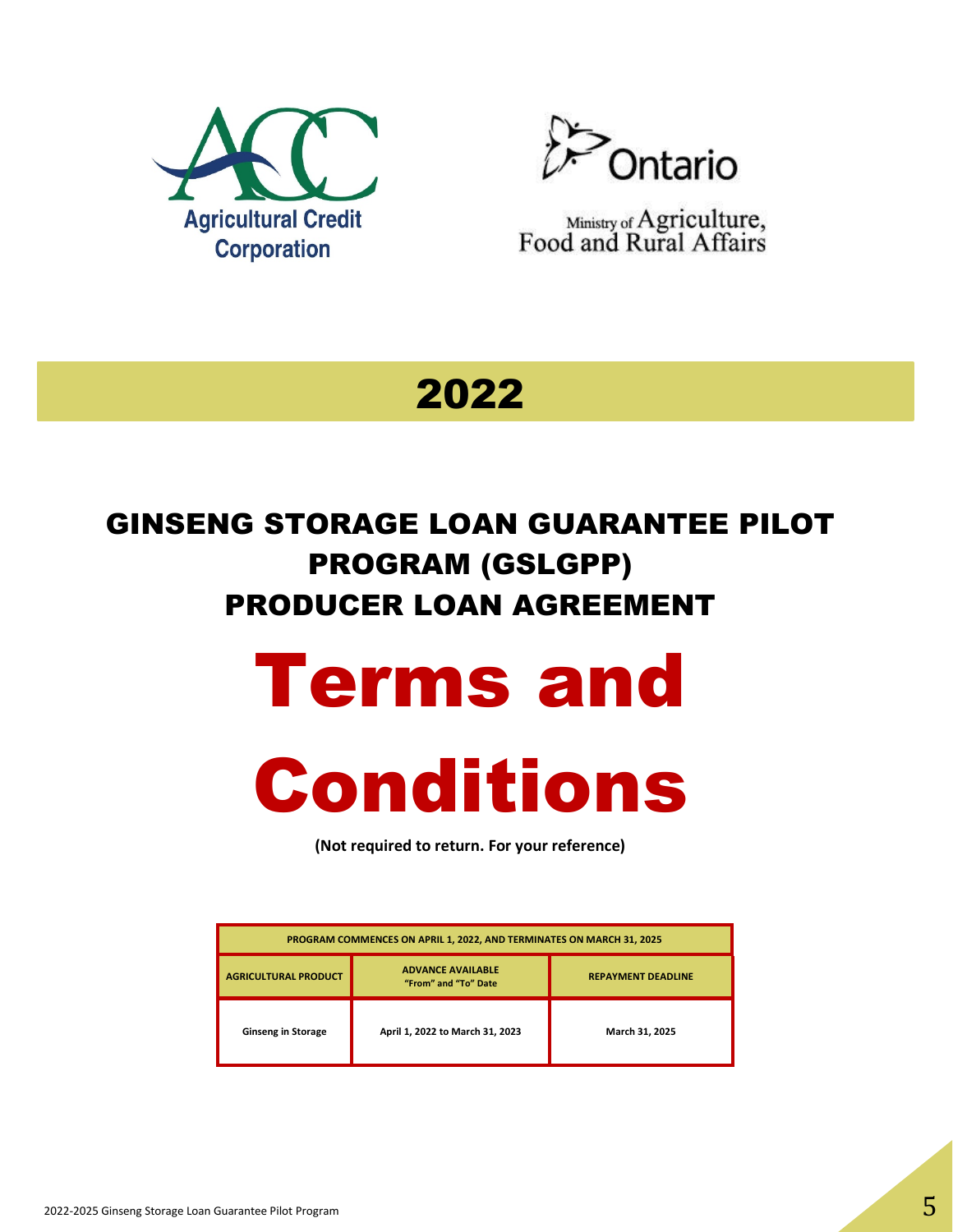Agricultural Credit Corporation

Ontario

Ministry of Agriculture, Food and Rural Affairs

# 2022

# GINSENG STORAGE LOAN GUARANTEE PILOT PROGRAM (GSLGPP) PRODUCER LOAN AGREEMENT

# Terms and Conditions

**(Not required to return. For your reference)**

| PROGRAM COMMENCES ON APRIL 1, 2022, AND TERMINATES ON MARCH 31, 2025 | | |
|---|---|---|
| **AGRICULTURAL PRODUCT** | **ADVANCE AVAILABLE "From" and "To" Date** | **REPAYMENT DEADLINE** |
| **Ginseng in Storage** | **April 1, 2022 to March 31, 2023** | **March 31, 2025** |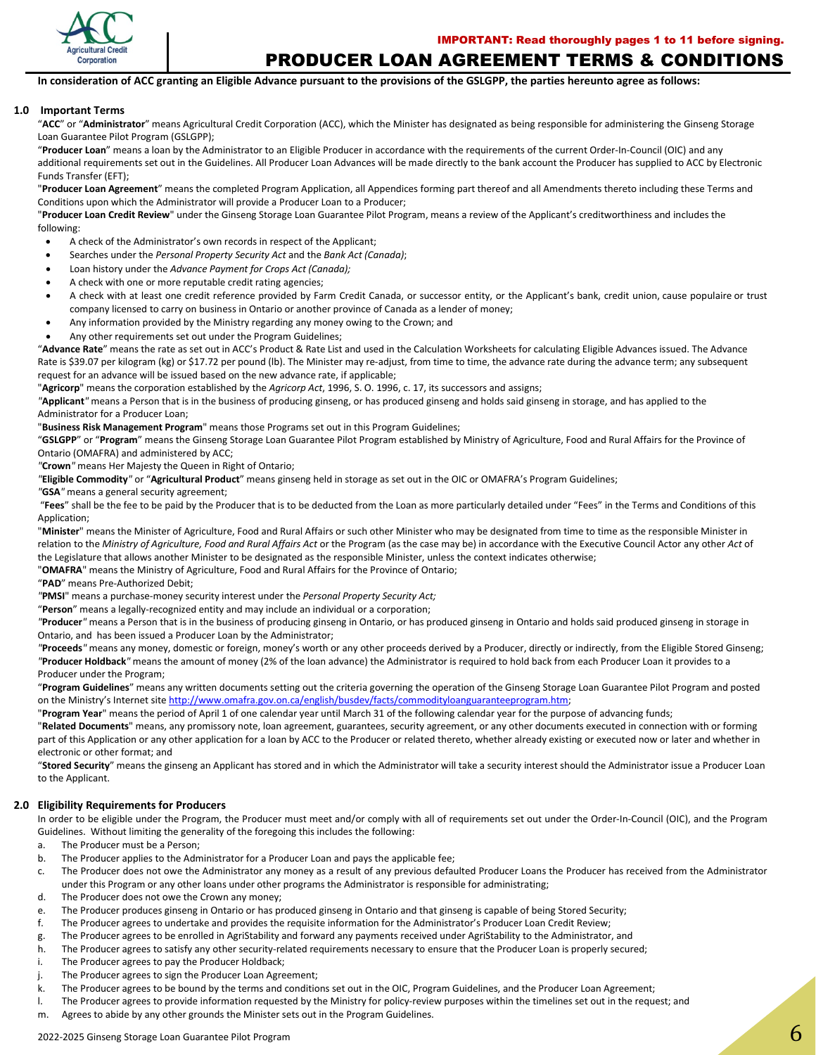**IMPORTANT: Read thoroughly pages 1 to 11 before signing.**

# PRODUCER LOAN AGREEMENT TERMS & CONDITIONS

**In consideration of ACC granting an Eligible Advance pursuant to the provisions of the GSLGPP, the parties hereunto agree as follows:**

## 1.0 Important Terms

"**ACC**" or "**Administrator**" means Agricultural Credit Corporation (ACC), which the Minister has designated as being responsible for administering the Ginseng Storage Loan Guarantee Pilot Program (GSLGPP);

"**Producer Loan**" means a loan by the Administrator to an Eligible Producer in accordance with the requirements of the current Order-In-Council (OIC) and any additional requirements set out in the Guidelines. All Producer Loan Advances will be made directly to the bank account the Producer has supplied to ACC by Electronic Funds Transfer (EFT);

"**Producer Loan Agreement**" means the completed Program Application, all Appendices forming part thereof and all Amendments thereto including these Terms and Conditions upon which the Administrator will provide a Producer Loan to a Producer;

"**Producer Loan Credit Review**" under the Ginseng Storage Loan Guarantee Pilot Program, means a review of the Applicant's creditworthiness and includes the following:

- A check of the Administrator's own records in respect of the Applicant;
- Searches under the *Personal Property Security Act* and the *Bank Act (Canada)*;
- Loan history under the *Advance Payment for Crops Act (Canada);*
- A check with one or more reputable credit rating agencies;
- A check with at least one credit reference provided by Farm Credit Canada, or successor entity, or the Applicant's bank, credit union, cause populaire or trust company licensed to carry on business in Ontario or another province of Canada as a lender of money;
- Any information provided by the Ministry regarding any money owing to the Crown; and
- Any other requirements set out under the Program Guidelines;

"**Advance Rate**" means the rate as set out in ACC's Product & Rate List and used in the Calculation Worksheets for calculating Eligible Advances issued. The Advance Rate is $39.07 per kilogram (kg) or $17.72 per pound (lb). The Minister may re-adjust, from time to time, the advance rate during the advance term; any subsequent request for an advance will be issued based on the new advance rate, if applicable;

"**Agricorp**" means the corporation established by the *Agricorp Act*, 1996, S. O. 1996, c. 17, its successors and assigns;

"**Applicant**" means a Person that is in the business of producing ginseng, or has produced ginseng and holds said ginseng in storage, and has applied to the Administrator for a Producer Loan;

"**Business Risk Management Program**" means those Programs set out in this Program Guidelines;

"**GSLGPP**" or "**Program**" means the Ginseng Storage Loan Guarantee Pilot Program established by Ministry of Agriculture, Food and Rural Affairs for the Province of Ontario (OMAFRA) and administered by ACC;

"**Crown**" means Her Majesty the Queen in Right of Ontario;

"**Eligible Commodity**" or "**Agricultural Product**" means ginseng held in storage as set out in the OIC or OMAFRA's Program Guidelines;

"**GSA**" means a general security agreement;

"**Fees**" shall be the fee to be paid by the Producer that is to be deducted from the Loan as more particularly detailed under "Fees" in the Terms and Conditions of this Application;

"**Minister**" means the Minister of Agriculture, Food and Rural Affairs or such other Minister who may be designated from time to time as the responsible Minister in relation to the *Ministry of Agriculture, Food and Rural Affairs Act* or the Program (as the case may be) in accordance with the Executive Council Actor any other *Act* of the Legislature that allows another Minister to be designated as the responsible Minister, unless the context indicates otherwise;

"**OMAFRA**" means the Ministry of Agriculture, Food and Rural Affairs for the Province of Ontario;

"**PAD**" means Pre-Authorized Debit;

"**PMSI**" means a purchase-money security interest under the *Personal Property Security Act;*

"**Person**" means a legally-recognized entity and may include an individual or a corporation;

"**Producer**" means a Person that is in the business of producing ginseng in Ontario, or has produced ginseng in Ontario and holds said produced ginseng in storage in Ontario, and has been issued a Producer Loan by the Administrator;

"**Proceeds**" means any money, domestic or foreign, money's worth or any other proceeds derived by a Producer, directly or indirectly, from the Eligible Stored Ginseng;

"**Producer Holdback**" means the amount of money (2% of the loan advance) the Administrator is required to hold back from each Producer Loan it provides to a Producer under the Program;

"**Program Guidelines**" means any written documents setting out the criteria governing the operation of the Ginseng Storage Loan Guarantee Pilot Program and posted on the Ministry's Internet site http://www.omafra.gov.on.ca/english/busdev/facts/commodityloanguaranteeprogram.htm;

"**Program Year**" means the period of April 1 of one calendar year until March 31 of the following calendar year for the purpose of advancing funds;

"**Related Documents**" means, any promissory note, loan agreement, guarantees, security agreement, or any other documents executed in connection with or forming part of this Application or any other application for a loan by ACC to the Producer or related thereto, whether already existing or executed now or later and whether in electronic or other format; and

"**Stored Security**" means the ginseng an Applicant has stored and in which the Administrator will take a security interest should the Administrator issue a Producer Loan to the Applicant.

## 2.0 Eligibility Requirements for Producers

In order to be eligible under the Program, the Producer must meet and/or comply with all of requirements set out under the Order-In-Council (OIC), and the Program Guidelines. Without limiting the generality of the foregoing this includes the following:

a. The Producer must be a Person;
b. The Producer applies to the Administrator for a Producer Loan and pays the applicable fee;
c. The Producer does not owe the Administrator any money as a result of any previous defaulted Producer Loans the Producer has received from the Administrator under this Program or any other loans under other programs the Administrator is responsible for administrating;
d. The Producer does not owe the Crown any money;
e. The Producer produces ginseng in Ontario or has produced ginseng in Ontario and that ginseng is capable of being Stored Security;
f. The Producer agrees to undertake and provides the requisite information for the Administrator's Producer Loan Credit Review;
g. The Producer agrees to be enrolled in AgriStability and forward any payments received under AgriStability to the Administrator, and
h. The Producer agrees to satisfy any other security-related requirements necessary to ensure that the Producer Loan is properly secured;
i. The Producer agrees to pay the Producer Holdback;
j. The Producer agrees to sign the Producer Loan Agreement;
k. The Producer agrees to be bound by the terms and conditions set out in the OIC, Program Guidelines, and the Producer Loan Agreement;
l. The Producer agrees to provide information requested by the Ministry for policy-review purposes within the timelines set out in the request; and
m. Agrees to abide by any other grounds the Minister sets out in the Program Guidelines.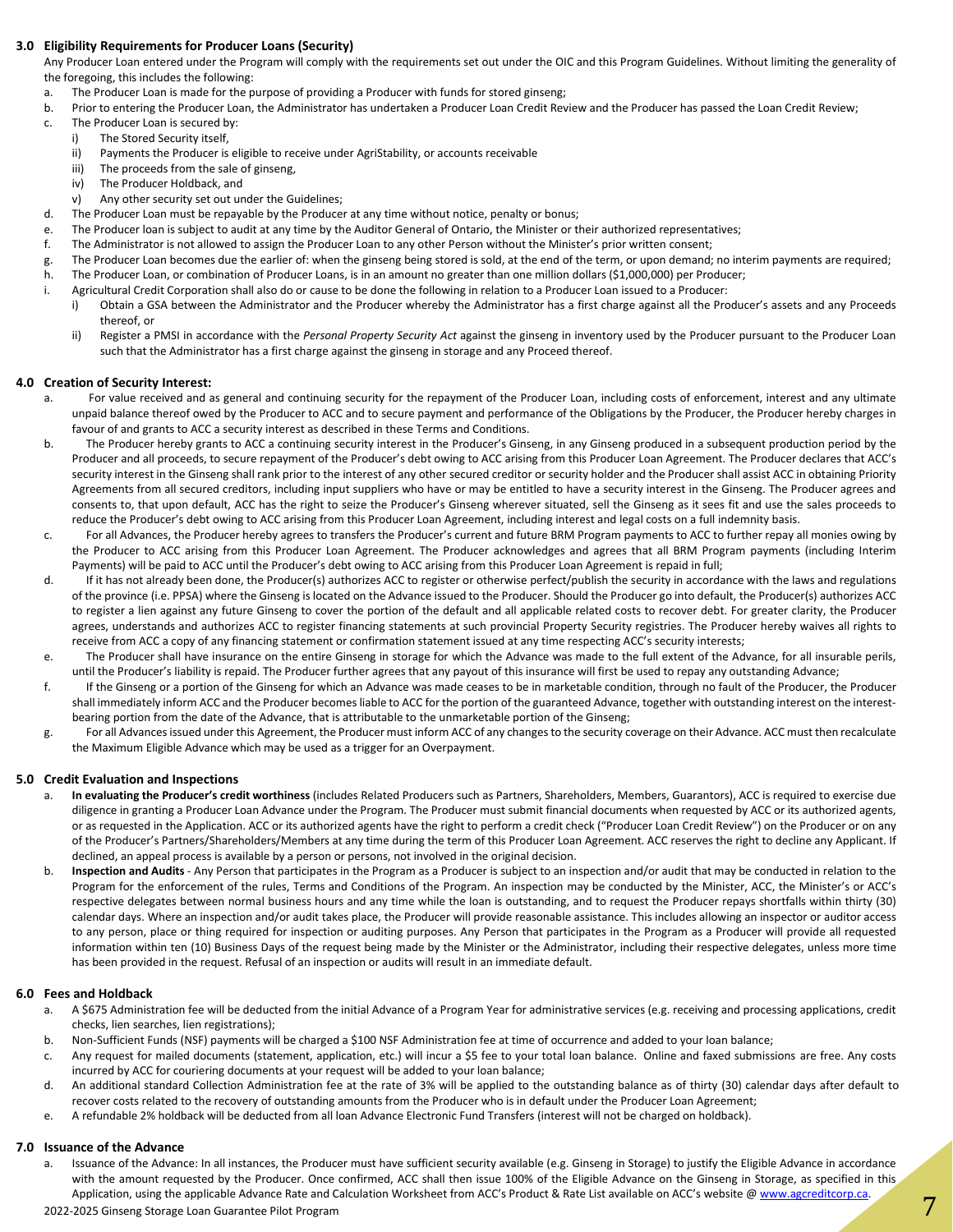## 3.0 Eligibility Requirements for Producer Loans (Security)

Any Producer Loan entered under the Program will comply with the requirements set out under the OIC and this Program Guidelines. Without limiting the generality of the foregoing, this includes the following:

a. The Producer Loan is made for the purpose of providing a Producer with funds for stored ginseng;
b. Prior to entering the Producer Loan, the Administrator has undertaken a Producer Loan Credit Review and the Producer has passed the Loan Credit Review;
c. The Producer Loan is secured by:
   i) The Stored Security itself,
   ii) Payments the Producer is eligible to receive under AgriStability, or accounts receivable
   iii) The proceeds from the sale of ginseng,
   iv) The Producer Holdback, and
   v) Any other security set out under the Guidelines;
d. The Producer Loan must be repayable by the Producer at any time without notice, penalty or bonus;
e. The Producer loan is subject to audit at any time by the Auditor General of Ontario, the Minister or their authorized representatives;
f. The Administrator is not allowed to assign the Producer Loan to any other Person without the Minister's prior written consent;
g. The Producer Loan becomes due the earlier of: when the ginseng being stored is sold, at the end of the term, or upon demand; no interim payments are required;
h. The Producer Loan, or combination of Producer Loans, is in an amount no greater than one million dollars ($1,000,000) per Producer;
i. Agricultural Credit Corporation shall also do or cause to be done the following in relation to a Producer Loan issued to a Producer:
   i) Obtain a GSA between the Administrator and the Producer whereby the Administrator has a first charge against all the Producer's assets and any Proceeds thereof, or
   ii) Register a PMSI in accordance with the *Personal Property Security Act* against the ginseng in inventory used by the Producer pursuant to the Producer Loan such that the Administrator has a first charge against the ginseng in storage and any Proceed thereof.

## 4.0 Creation of Security Interest:

a. For value received and as general and continuing security for the repayment of the Producer Loan, including costs of enforcement, interest and any ultimate unpaid balance thereof owed by the Producer to ACC and to secure payment and performance of the Obligations by the Producer, the Producer hereby charges in favour of and grants to ACC a security interest as described in these Terms and Conditions.
b. The Producer hereby grants to ACC a continuing security interest in the Producer's Ginseng, in any Ginseng produced in a subsequent production period by the Producer and all proceeds, to secure repayment of the Producer's debt owing to ACC arising from this Producer Loan Agreement. The Producer declares that ACC's security interest in the Ginseng shall rank prior to the interest of any other secured creditor or security holder and the Producer shall assist ACC in obtaining Priority Agreements from all secured creditors, including input suppliers who have or may be entitled to have a security interest in the Ginseng. The Producer agrees and consents to, that upon default, ACC has the right to seize the Producer's Ginseng wherever situated, sell the Ginseng as it sees fit and use the sales proceeds to reduce the Producer's debt owing to ACC arising from this Producer Loan Agreement, including interest and legal costs on a full indemnity basis.
c. For all Advances, the Producer hereby agrees to transfers the Producer's current and future BRM Program payments to ACC to further repay all monies owing by the Producer to ACC arising from this Producer Loan Agreement. The Producer acknowledges and agrees that all BRM Program payments (including Interim Payments) will be paid to ACC until the Producer's debt owing to ACC arising from this Producer Loan Agreement is repaid in full;
d. If it has not already been done, the Producer(s) authorizes ACC to register or otherwise perfect/publish the security in accordance with the laws and regulations of the province (i.e. PPSA) where the Ginseng is located on the Advance issued to the Producer. Should the Producer go into default, the Producer(s) authorizes ACC to register a lien against any future Ginseng to cover the portion of the default and all applicable related costs to recover debt. For greater clarity, the Producer agrees, understands and authorizes ACC to register financing statements at such provincial Property Security registries. The Producer hereby waives all rights to receive from ACC a copy of any financing statement or confirmation statement issued at any time respecting ACC's security interests;
e. The Producer shall have insurance on the entire Ginseng in storage for which the Advance was made to the full extent of the Advance, for all insurable perils, until the Producer's liability is repaid. The Producer further agrees that any payout of this insurance will first be used to repay any outstanding Advance;
f. If the Ginseng or a portion of the Ginseng for which an Advance was made ceases to be in marketable condition, through no fault of the Producer, the Producer shall immediately inform ACC and the Producer becomes liable to ACC for the portion of the guaranteed Advance, together with outstanding interest on the interest-bearing portion from the date of the Advance, that is attributable to the unmarketable portion of the Ginseng;
g. For all Advances issued under this Agreement, the Producer must inform ACC of any changes to the security coverage on their Advance. ACC must then recalculate the Maximum Eligible Advance which may be used as a trigger for an Overpayment.

## 5.0 Credit Evaluation and Inspections

a. **In evaluating the Producer's credit worthiness** (includes Related Producers such as Partners, Shareholders, Members, Guarantors), ACC is required to exercise due diligence in granting a Producer Loan Advance under the Program. The Producer must submit financial documents when requested by ACC or its authorized agents, or as requested in the Application. ACC or its authorized agents have the right to perform a credit check ("Producer Loan Credit Review") on the Producer or on any of the Producer's Partners/Shareholders/Members at any time during the term of this Producer Loan Agreement. ACC reserves the right to decline any Applicant. If declined, an appeal process is available by a person or persons, not involved in the original decision.
b. **Inspection and Audits** - Any Person that participates in the Program as a Producer is subject to an inspection and/or audit that may be conducted in relation to the Program for the enforcement of the rules, Terms and Conditions of the Program. An inspection may be conducted by the Minister, ACC, the Minister's or ACC's respective delegates between normal business hours and any time while the loan is outstanding, and to request the Producer repays shortfalls within thirty (30) calendar days. Where an inspection and/or audit takes place, the Producer will provide reasonable assistance. This includes allowing an inspector or auditor access to any person, place or thing required for inspection or auditing purposes. Any Person that participates in the Program as a Producer will provide all requested information within ten (10) Business Days of the request being made by the Minister or the Administrator, including their respective delegates, unless more time has been provided in the request. Refusal of an inspection or audits will result in an immediate default.

## 6.0 Fees and Holdback

a. A $675 Administration fee will be deducted from the initial Advance of a Program Year for administrative services (e.g. receiving and processing applications, credit checks, lien searches, lien registrations);
b. Non-Sufficient Funds (NSF) payments will be charged a $100 NSF Administration fee at time of occurrence and added to your loan balance;
c. Any request for mailed documents (statement, application, etc.) will incur a $5 fee to your total loan balance. Online and faxed submissions are free. Any costs incurred by ACC for couriering documents at your request will be added to your loan balance;
d. An additional standard Collection Administration fee at the rate of 3% will be applied to the outstanding balance as of thirty (30) calendar days after default to recover costs related to the recovery of outstanding amounts from the Producer who is in default under the Producer Loan Agreement;
e. A refundable 2% holdback will be deducted from all loan Advance Electronic Fund Transfers (interest will not be charged on holdback).

## 7.0 Issuance of the Advance

a. Issuance of the Advance: In all instances, the Producer must have sufficient security available (e.g. Ginseng in Storage) to justify the Eligible Advance in accordance with the amount requested by the Producer. Once confirmed, ACC shall then issue 100% of the Eligible Advance on the Ginseng in Storage, as specified in this Application, using the applicable Advance Rate and Calculation Worksheet from ACC's Product & Rate List available on ACC's website @ www.agcreditcorp.ca.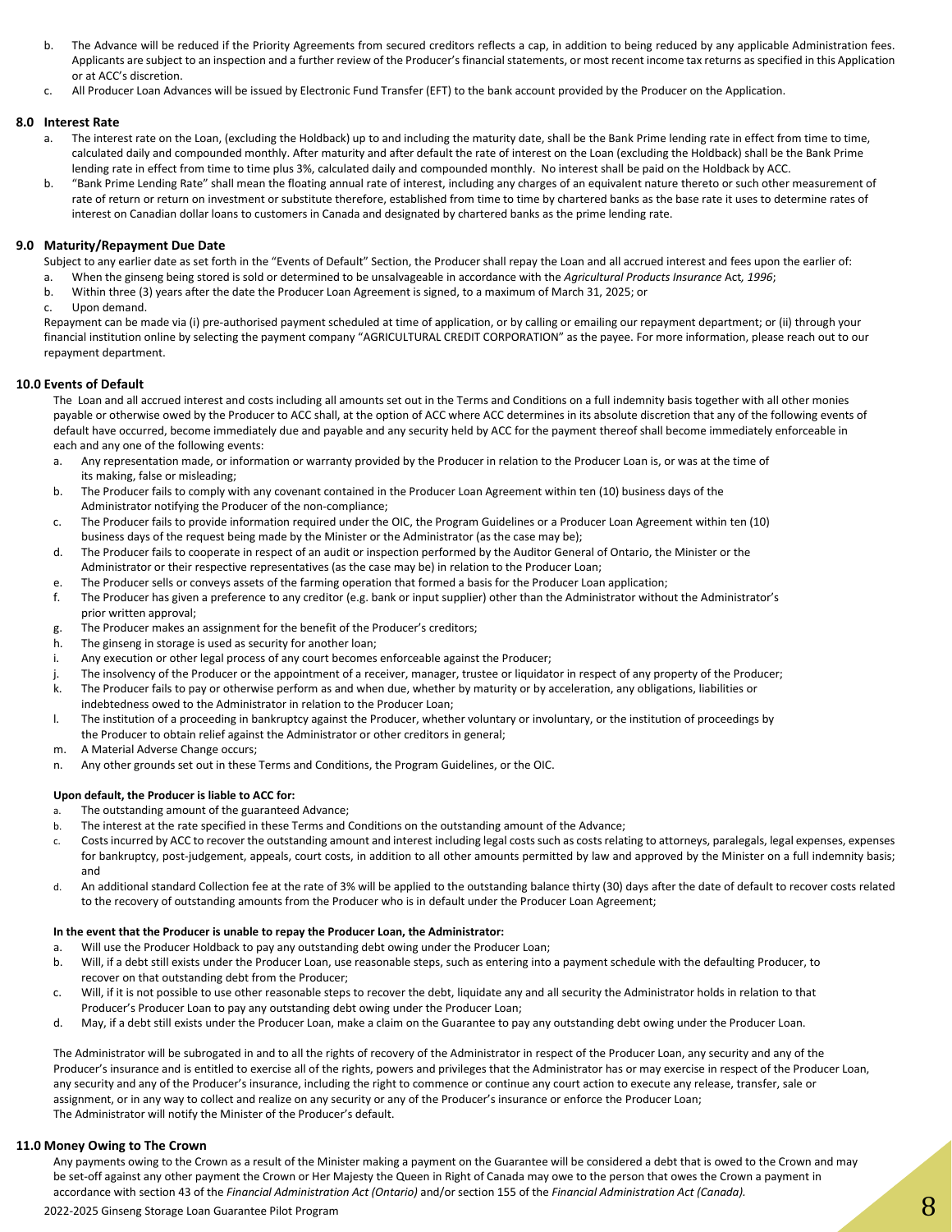b. The Advance will be reduced if the Priority Agreements from secured creditors reflects a cap, in addition to being reduced by any applicable Administration fees. Applicants are subject to an inspection and a further review of the Producer's financial statements, or most recent income tax returns as specified in this Application or at ACC's discretion.

c. All Producer Loan Advances will be issued by Electronic Fund Transfer (EFT) to the bank account provided by the Producer on the Application.

## 8.0 Interest Rate

a. The interest rate on the Loan, (excluding the Holdback) up to and including the maturity date, shall be the Bank Prime lending rate in effect from time to time, calculated daily and compounded monthly. After maturity and after default the rate of interest on the Loan (excluding the Holdback) shall be the Bank Prime lending rate in effect from time to time plus 3%, calculated daily and compounded monthly. No interest shall be paid on the Holdback by ACC.

b. "Bank Prime Lending Rate" shall mean the floating annual rate of interest, including any charges of an equivalent nature thereto or such other measurement of rate of return or return on investment or substitute therefore, established from time to time by chartered banks as the base rate it uses to determine rates of interest on Canadian dollar loans to customers in Canada and designated by chartered banks as the prime lending rate.

## 9.0 Maturity/Repayment Due Date

Subject to any earlier date as set forth in the "Events of Default" Section, the Producer shall repay the Loan and all accrued interest and fees upon the earlier of:

a. When the ginseng being stored is sold or determined to be unsalvageable in accordance with the *Agricultural Products Insurance* Act*, 1996*;

b. Within three (3) years after the date the Producer Loan Agreement is signed, to a maximum of March 31, 2025; or

c. Upon demand.

Repayment can be made via (i) pre-authorised payment scheduled at time of application, or by calling or emailing our repayment department; or (ii) through your financial institution online by selecting the payment company "AGRICULTURAL CREDIT CORPORATION" as the payee. For more information, please reach out to our repayment department.

## 10.0 Events of Default

The Loan and all accrued interest and costs including all amounts set out in the Terms and Conditions on a full indemnity basis together with all other monies payable or otherwise owed by the Producer to ACC shall, at the option of ACC where ACC determines in its absolute discretion that any of the following events of default have occurred, become immediately due and payable and any security held by ACC for the payment thereof shall become immediately enforceable in each and any one of the following events:

a. Any representation made, or information or warranty provided by the Producer in relation to the Producer Loan is, or was at the time of its making, false or misleading;

b. The Producer fails to comply with any covenant contained in the Producer Loan Agreement within ten (10) business days of the Administrator notifying the Producer of the non-compliance;

c. The Producer fails to provide information required under the OIC, the Program Guidelines or a Producer Loan Agreement within ten (10) business days of the request being made by the Minister or the Administrator (as the case may be);

d. The Producer fails to cooperate in respect of an audit or inspection performed by the Auditor General of Ontario, the Minister or the Administrator or their respective representatives (as the case may be) in relation to the Producer Loan;

e. The Producer sells or conveys assets of the farming operation that formed a basis for the Producer Loan application;

f. The Producer has given a preference to any creditor (e.g. bank or input supplier) other than the Administrator without the Administrator's prior written approval;

g. The Producer makes an assignment for the benefit of the Producer's creditors;

h. The ginseng in storage is used as security for another loan;

i. Any execution or other legal process of any court becomes enforceable against the Producer;

j. The insolvency of the Producer or the appointment of a receiver, manager, trustee or liquidator in respect of any property of the Producer;

k. The Producer fails to pay or otherwise perform as and when due, whether by maturity or by acceleration, any obligations, liabilities or indebtedness owed to the Administrator in relation to the Producer Loan;

l. The institution of a proceeding in bankruptcy against the Producer, whether voluntary or involuntary, or the institution of proceedings by the Producer to obtain relief against the Administrator or other creditors in general;

m. A Material Adverse Change occurs;

n. Any other grounds set out in these Terms and Conditions, the Program Guidelines, or the OIC.

**Upon default, the Producer is liable to ACC for:**

a. The outstanding amount of the guaranteed Advance;

b. The interest at the rate specified in these Terms and Conditions on the outstanding amount of the Advance;

c. Costs incurred by ACC to recover the outstanding amount and interest including legal costs such as costs relating to attorneys, paralegals, legal expenses, expenses for bankruptcy, post-judgement, appeals, court costs, in addition to all other amounts permitted by law and approved by the Minister on a full indemnity basis; and

d. An additional standard Collection fee at the rate of 3% will be applied to the outstanding balance thirty (30) days after the date of default to recover costs related to the recovery of outstanding amounts from the Producer who is in default under the Producer Loan Agreement;

**In the event that the Producer is unable to repay the Producer Loan, the Administrator:**

a. Will use the Producer Holdback to pay any outstanding debt owing under the Producer Loan;

b. Will, if a debt still exists under the Producer Loan, use reasonable steps, such as entering into a payment schedule with the defaulting Producer, to recover on that outstanding debt from the Producer;

c. Will, if it is not possible to use other reasonable steps to recover the debt, liquidate any and all security the Administrator holds in relation to that Producer's Producer Loan to pay any outstanding debt owing under the Producer Loan;

d. May, if a debt still exists under the Producer Loan, make a claim on the Guarantee to pay any outstanding debt owing under the Producer Loan.

The Administrator will be subrogated in and to all the rights of recovery of the Administrator in respect of the Producer Loan, any security and any of the Producer's insurance and is entitled to exercise all of the rights, powers and privileges that the Administrator has or may exercise in respect of the Producer Loan, any security and any of the Producer's insurance, including the right to commence or continue any court action to execute any release, transfer, sale or assignment, or in any way to collect and realize on any security or any of the Producer's insurance or enforce the Producer Loan;
The Administrator will notify the Minister of the Producer's default.

## 11.0 Money Owing to The Crown

Any payments owing to the Crown as a result of the Minister making a payment on the Guarantee will be considered a debt that is owed to the Crown and may be set-off against any other payment the Crown or Her Majesty the Queen in Right of Canada may owe to the person that owes the Crown a payment in accordance with section 43 of the *Financial Administration Act (Ontario)* and/or section 155 of the *Financial Administration Act (Canada).*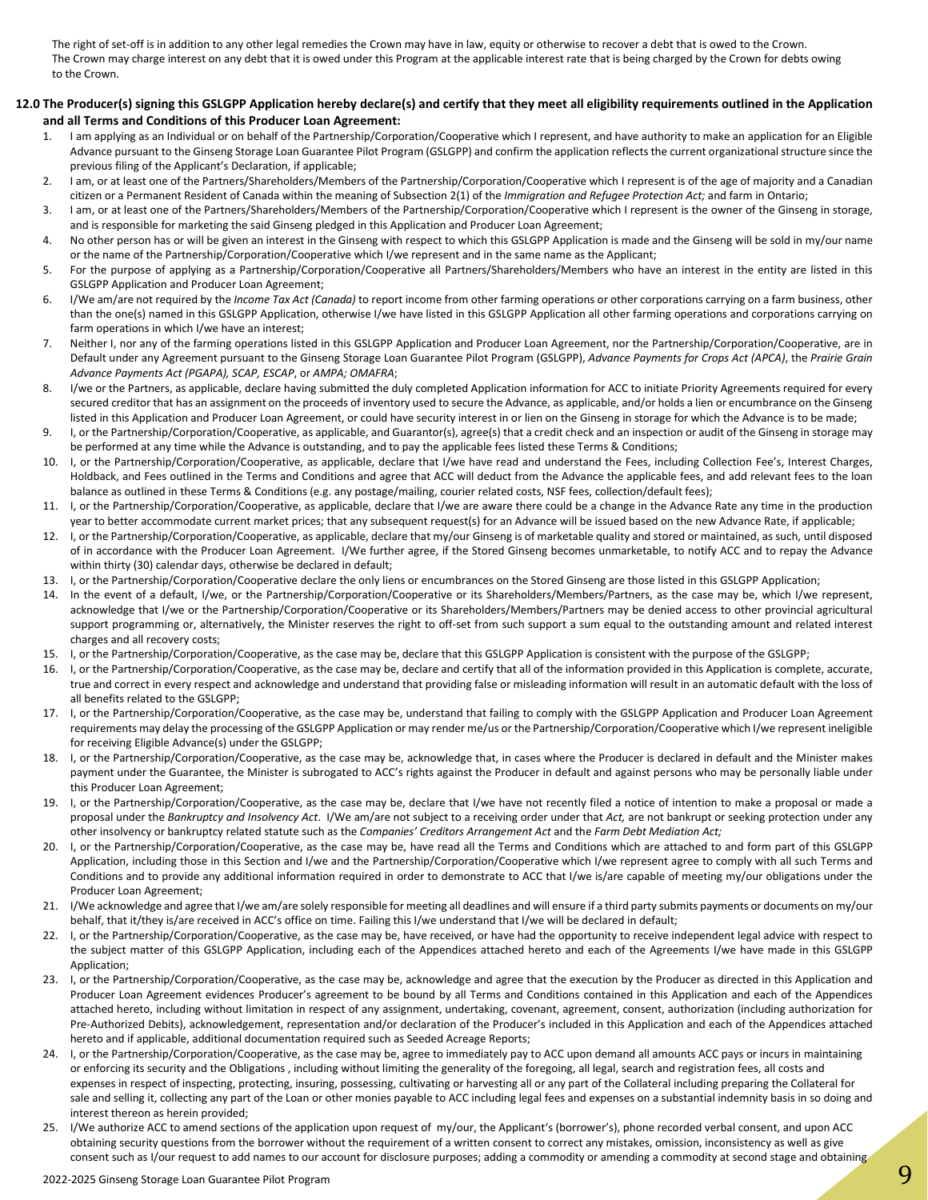The right of set-off is in addition to any other legal remedies the Crown may have in law, equity or otherwise to recover a debt that is owed to the Crown. The Crown may charge interest on any debt that it is owed under this Program at the applicable interest rate that is being charged by the Crown for debts owing to the Crown.

**12.0 The Producer(s) signing this GSLGPP Application hereby declare(s) and certify that they meet all eligibility requirements outlined in the Application and all Terms and Conditions of this Producer Loan Agreement:**

1. I am applying as an Individual or on behalf of the Partnership/Corporation/Cooperative which I represent, and have authority to make an application for an Eligible Advance pursuant to the Ginseng Storage Loan Guarantee Pilot Program (GSLGPP) and confirm the application reflects the current organizational structure since the previous filing of the Applicant's Declaration, if applicable;
2. I am, or at least one of the Partners/Shareholders/Members of the Partnership/Corporation/Cooperative which I represent is of the age of majority and a Canadian citizen or a Permanent Resident of Canada within the meaning of Subsection 2(1) of the *Immigration and Refugee Protection Act;* and farm in Ontario;
3. I am, or at least one of the Partners/Shareholders/Members of the Partnership/Corporation/Cooperative which I represent is the owner of the Ginseng in storage, and is responsible for marketing the said Ginseng pledged in this Application and Producer Loan Agreement;
4. No other person has or will be given an interest in the Ginseng with respect to which this GSLGPP Application is made and the Ginseng will be sold in my/our name or the name of the Partnership/Corporation/Cooperative which I/we represent and in the same name as the Applicant;
5. For the purpose of applying as a Partnership/Corporation/Cooperative all Partners/Shareholders/Members who have an interest in the entity are listed in this GSLGPP Application and Producer Loan Agreement;
6. I/We am/are not required by the *Income Tax Act (Canada)* to report income from other farming operations or other corporations carrying on a farm business, other than the one(s) named in this GSLGPP Application, otherwise I/we have listed in this GSLGPP Application all other farming operations and corporations carrying on farm operations in which I/we have an interest;
7. Neither I, nor any of the farming operations listed in this GSLGPP Application and Producer Loan Agreement, nor the Partnership/Corporation/Cooperative, are in Default under any Agreement pursuant to the Ginseng Storage Loan Guarantee Pilot Program (GSLGPP), *Advance Payments for Crops Act (APCA)*, the *Prairie Grain Advance Payments Act (PGAPA), SCAP, ESCAP*, or *AMPA; OMAFRA*;
8. I/we or the Partners, as applicable, declare having submitted the duly completed Application information for ACC to initiate Priority Agreements required for every secured creditor that has an assignment on the proceeds of inventory used to secure the Advance, as applicable, and/or holds a lien or encumbrance on the Ginseng listed in this Application and Producer Loan Agreement, or could have security interest in or lien on the Ginseng in storage for which the Advance is to be made;
9. I, or the Partnership/Corporation/Cooperative, as applicable, and Guarantor(s), agree(s) that a credit check and an inspection or audit of the Ginseng in storage may be performed at any time while the Advance is outstanding, and to pay the applicable fees listed these Terms & Conditions;
10. I, or the Partnership/Corporation/Cooperative, as applicable, declare that I/we have read and understand the Fees, including Collection Fee's, Interest Charges, Holdback, and Fees outlined in the Terms and Conditions and agree that ACC will deduct from the Advance the applicable fees, and add relevant fees to the loan balance as outlined in these Terms & Conditions (e.g. any postage/mailing, courier related costs, NSF fees, collection/default fees);
11. I, or the Partnership/Corporation/Cooperative, as applicable, declare that I/we are aware there could be a change in the Advance Rate any time in the production year to better accommodate current market prices; that any subsequent request(s) for an Advance will be issued based on the new Advance Rate, if applicable;
12. I, or the Partnership/Corporation/Cooperative, as applicable, declare that my/our Ginseng is of marketable quality and stored or maintained, as such, until disposed of in accordance with the Producer Loan Agreement. I/We further agree, if the Stored Ginseng becomes unmarketable, to notify ACC and to repay the Advance within thirty (30) calendar days, otherwise be declared in default;
13. I, or the Partnership/Corporation/Cooperative declare the only liens or encumbrances on the Stored Ginseng are those listed in this GSLGPP Application;
14. In the event of a default, I/we, or the Partnership/Corporation/Cooperative or its Shareholders/Members/Partners, as the case may be, which I/we represent, acknowledge that I/we or the Partnership/Corporation/Cooperative or its Shareholders/Members/Partners may be denied access to other provincial agricultural support programming or, alternatively, the Minister reserves the right to off-set from such support a sum equal to the outstanding amount and related interest charges and all recovery costs;
15. I, or the Partnership/Corporation/Cooperative, as the case may be, declare that this GSLGPP Application is consistent with the purpose of the GSLGPP;
16. I, or the Partnership/Corporation/Cooperative, as the case may be, declare and certify that all of the information provided in this Application is complete, accurate, true and correct in every respect and acknowledge and understand that providing false or misleading information will result in an automatic default with the loss of all benefits related to the GSLGPP;
17. I, or the Partnership/Corporation/Cooperative, as the case may be, understand that failing to comply with the GSLGPP Application and Producer Loan Agreement requirements may delay the processing of the GSLGPP Application or may render me/us or the Partnership/Corporation/Cooperative which I/we represent ineligible for receiving Eligible Advance(s) under the GSLGPP;
18. I, or the Partnership/Corporation/Cooperative, as the case may be, acknowledge that, in cases where the Producer is declared in default and the Minister makes payment under the Guarantee, the Minister is subrogated to ACC's rights against the Producer in default and against persons who may be personally liable under this Producer Loan Agreement;
19. I, or the Partnership/Corporation/Cooperative, as the case may be, declare that I/we have not recently filed a notice of intention to make a proposal or made a proposal under the *Bankruptcy and Insolvency Act*. I/We am/are not subject to a receiving order under that *Act,* are not bankrupt or seeking protection under any other insolvency or bankruptcy related statute such as the *Companies' Creditors Arrangement Act* and the *Farm Debt Mediation Act;*
20. I, or the Partnership/Corporation/Cooperative, as the case may be, have read all the Terms and Conditions which are attached to and form part of this GSLGPP Application, including those in this Section and I/we and the Partnership/Corporation/Cooperative which I/we represent agree to comply with all such Terms and Conditions and to provide any additional information required in order to demonstrate to ACC that I/we is/are capable of meeting my/our obligations under the Producer Loan Agreement;
21. I/We acknowledge and agree that I/we am/are solely responsible for meeting all deadlines and will ensure if a third party submits payments or documents on my/our behalf, that it/they is/are received in ACC's office on time. Failing this I/we understand that I/we will be declared in default;
22. I, or the Partnership/Corporation/Cooperative, as the case may be, have received, or have had the opportunity to receive independent legal advice with respect to the subject matter of this GSLGPP Application, including each of the Appendices attached hereto and each of the Agreements I/we have made in this GSLGPP Application;
23. I, or the Partnership/Corporation/Cooperative, as the case may be, acknowledge and agree that the execution by the Producer as directed in this Application and Producer Loan Agreement evidences Producer's agreement to be bound by all Terms and Conditions contained in this Application and each of the Appendices attached hereto, including without limitation in respect of any assignment, undertaking, covenant, agreement, consent, authorization (including authorization for Pre-Authorized Debits), acknowledgement, representation and/or declaration of the Producer's included in this Application and each of the Appendices attached hereto and if applicable, additional documentation required such as Seeded Acreage Reports;
24. I, or the Partnership/Corporation/Cooperative, as the case may be, agree to immediately pay to ACC upon demand all amounts ACC pays or incurs in maintaining or enforcing its security and the Obligations , including without limiting the generality of the foregoing, all legal, search and registration fees, all costs and expenses in respect of inspecting, protecting, insuring, possessing, cultivating or harvesting all or any part of the Collateral including preparing the Collateral for sale and selling it, collecting any part of the Loan or other monies payable to ACC including legal fees and expenses on a substantial indemnity basis in so doing and interest thereon as herein provided;
25. I/We authorize ACC to amend sections of the application upon request of my/our, the Applicant's (borrower's), phone recorded verbal consent, and upon ACC obtaining security questions from the borrower without the requirement of a written consent to correct any mistakes, omission, inconsistency as well as give consent such as I/our request to add names to our account for disclosure purposes; adding a commodity or amending a commodity at second stage and obtaining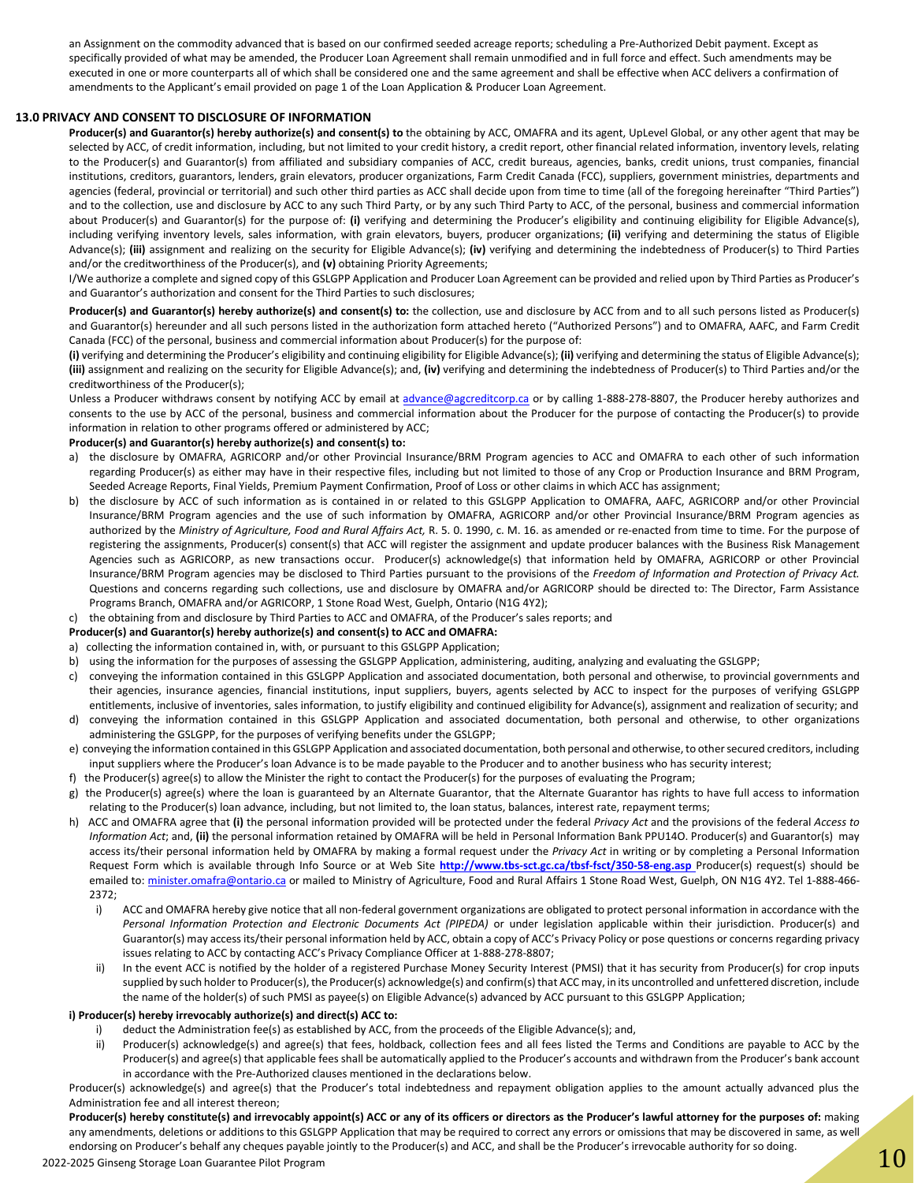an Assignment on the commodity advanced that is based on our confirmed seeded acreage reports; scheduling a Pre-Authorized Debit payment. Except as specifically provided of what may be amended, the Producer Loan Agreement shall remain unmodified and in full force and effect. Such amendments may be executed in one or more counterparts all of which shall be considered one and the same agreement and shall be effective when ACC delivers a confirmation of amendments to the Applicant's email provided on page 1 of the Loan Application & Producer Loan Agreement.

## 13.0 PRIVACY AND CONSENT TO DISCLOSURE OF INFORMATION

**Producer(s) and Guarantor(s) hereby authorize(s) and consent(s) to** the obtaining by ACC, OMAFRA and its agent, UpLevel Global, or any other agent that may be selected by ACC, of credit information, including, but not limited to your credit history, a credit report, other financial related information, inventory levels, relating to the Producer(s) and Guarantor(s) from affiliated and subsidiary companies of ACC, credit bureaus, agencies, banks, credit unions, trust companies, financial institutions, creditors, guarantors, lenders, grain elevators, producer organizations, Farm Credit Canada (FCC), suppliers, government ministries, departments and agencies (federal, provincial or territorial) and such other third parties as ACC shall decide upon from time to time (all of the foregoing hereinafter "Third Parties") and to the collection, use and disclosure by ACC to any such Third Party, or by any such Third Party to ACC, of the personal, business and commercial information about Producer(s) and Guarantor(s) for the purpose of: **(i)** verifying and determining the Producer's eligibility and continuing eligibility for Eligible Advance(s), including verifying inventory levels, sales information, with grain elevators, buyers, producer organizations; **(ii)** verifying and determining the status of Eligible Advance(s); **(iii)** assignment and realizing on the security for Eligible Advance(s); **(iv)** verifying and determining the indebtedness of Producer(s) to Third Parties and/or the creditworthiness of the Producer(s), and **(v)** obtaining Priority Agreements;

I/We authorize a complete and signed copy of this GSLGPP Application and Producer Loan Agreement can be provided and relied upon by Third Parties as Producer's and Guarantor's authorization and consent for the Third Parties to such disclosures;

**Producer(s) and Guarantor(s) hereby authorize(s) and consent(s) to:** the collection, use and disclosure by ACC from and to all such persons listed as Producer(s) and Guarantor(s) hereunder and all such persons listed in the authorization form attached hereto ("Authorized Persons") and to OMAFRA, AAFC, and Farm Credit Canada (FCC) of the personal, business and commercial information about Producer(s) for the purpose of:

**(i)** verifying and determining the Producer's eligibility and continuing eligibility for Eligible Advance(s); **(ii)** verifying and determining the status of Eligible Advance(s); **(iii)** assignment and realizing on the security for Eligible Advance(s); and, **(iv)** verifying and determining the indebtedness of Producer(s) to Third Parties and/or the creditworthiness of the Producer(s);

Unless a Producer withdraws consent by notifying ACC by email at advance@agcreditcorp.ca or by calling 1-888-278-8807, the Producer hereby authorizes and consents to the use by ACC of the personal, business and commercial information about the Producer for the purpose of contacting the Producer(s) to provide information in relation to other programs offered or administered by ACC;

**Producer(s) and Guarantor(s) hereby authorize(s) and consent(s) to:**

a) the disclosure by OMAFRA, AGRICORP and/or other Provincial Insurance/BRM Program agencies to ACC and OMAFRA to each other of such information regarding Producer(s) as either may have in their respective files, including but not limited to those of any Crop or Production Insurance and BRM Program, Seeded Acreage Reports, Final Yields, Premium Payment Confirmation, Proof of Loss or other claims in which ACC has assignment;
b) the disclosure by ACC of such information as is contained in or related to this GSLGPP Application to OMAFRA, AAFC, AGRICORP and/or other Provincial Insurance/BRM Program agencies and the use of such information by OMAFRA, AGRICORP and/or other Provincial Insurance/BRM Program agencies as authorized by the *Ministry of Agriculture, Food and Rural Affairs Act,* R. 5. 0. 1990, c. M. 16. as amended or re-enacted from time to time. For the purpose of registering the assignments, Producer(s) consent(s) that ACC will register the assignment and update producer balances with the Business Risk Management Agencies such as AGRICORP, as new transactions occur. Producer(s) acknowledge(s) that information held by OMAFRA, AGRICORP or other Provincial Insurance/BRM Program agencies may be disclosed to Third Parties pursuant to the provisions of the *Freedom of Information and Protection of Privacy Act.* Questions and concerns regarding such collections, use and disclosure by OMAFRA and/or AGRICORP should be directed to: The Director, Farm Assistance Programs Branch, OMAFRA and/or AGRICORP, 1 Stone Road West, Guelph, Ontario (N1G 4Y2);
c) the obtaining from and disclosure by Third Parties to ACC and OMAFRA, of the Producer's sales reports; and

**Producer(s) and Guarantor(s) hereby authorize(s) and consent(s) to ACC and OMAFRA:**

a) collecting the information contained in, with, or pursuant to this GSLGPP Application;
b) using the information for the purposes of assessing the GSLGPP Application, administering, auditing, analyzing and evaluating the GSLGPP;
c) conveying the information contained in this GSLGPP Application and associated documentation, both personal and otherwise, to provincial governments and their agencies, insurance agencies, financial institutions, input suppliers, buyers, agents selected by ACC to inspect for the purposes of verifying GSLGPP entitlements, inclusive of inventories, sales information, to justify eligibility and continued eligibility for Advance(s), assignment and realization of security; and
d) conveying the information contained in this GSLGPP Application and associated documentation, both personal and otherwise, to other organizations administering the GSLGPP, for the purposes of verifying benefits under the GSLGPP;
e) conveying the information contained in this GSLGPP Application and associated documentation, both personal and otherwise, to other secured creditors, including input suppliers where the Producer's loan Advance is to be made payable to the Producer and to another business who has security interest;
f) the Producer(s) agree(s) to allow the Minister the right to contact the Producer(s) for the purposes of evaluating the Program;
g) the Producer(s) agree(s) where the loan is guaranteed by an Alternate Guarantor, that the Alternate Guarantor has rights to have full access to information relating to the Producer(s) loan advance, including, but not limited to, the loan status, balances, interest rate, repayment terms;
h) ACC and OMAFRA agree that **(i)** the personal information provided will be protected under the federal *Privacy Act* and the provisions of the federal *Access to Information Act*; and, **(ii)** the personal information retained by OMAFRA will be held in Personal Information Bank PPU14O. Producer(s) and Guarantor(s) may access its/their personal information held by OMAFRA by making a formal request under the *Privacy Act* in writing or by completing a Personal Information Request Form which is available through Info Source or at Web Site **http://www.tbs-sct.gc.ca/tbsf-fsct/350-58-eng.asp** Producer(s) request(s) should be emailed to: minister.omafra@ontario.ca or mailed to Ministry of Agriculture, Food and Rural Affairs 1 Stone Road West, Guelph, ON N1G 4Y2. Tel 1-888-466-2372;
    i) ACC and OMAFRA hereby give notice that all non-federal government organizations are obligated to protect personal information in accordance with the *Personal Information Protection and Electronic Documents Act (PIPEDA)* or under legislation applicable within their jurisdiction. Producer(s) and Guarantor(s) may access its/their personal information held by ACC, obtain a copy of ACC's Privacy Policy or pose questions or concerns regarding privacy issues relating to ACC by contacting ACC's Privacy Compliance Officer at 1-888-278-8807;
    ii) In the event ACC is notified by the holder of a registered Purchase Money Security Interest (PMSI) that it has security from Producer(s) for crop inputs supplied by such holder to Producer(s), the Producer(s) acknowledge(s) and confirm(s) that ACC may, in its uncontrolled and unfettered discretion, include the name of the holder(s) of such PMSI as payee(s) on Eligible Advance(s) advanced by ACC pursuant to this GSLGPP Application;

**i) Producer(s) hereby irrevocably authorize(s) and direct(s) ACC to:**

i) deduct the Administration fee(s) as established by ACC, from the proceeds of the Eligible Advance(s); and,
ii) Producer(s) acknowledge(s) and agree(s) that fees, holdback, collection fees and all fees listed the Terms and Conditions are payable to ACC by the Producer(s) and agree(s) that applicable fees shall be automatically applied to the Producer's accounts and withdrawn from the Producer's bank account in accordance with the Pre-Authorized clauses mentioned in the declarations below.

Producer(s) acknowledge(s) and agree(s) that the Producer's total indebtedness and repayment obligation applies to the amount actually advanced plus the Administration fee and all interest thereon;

**Producer(s) hereby constitute(s) and irrevocably appoint(s) ACC or any of its officers or directors as the Producer's lawful attorney for the purposes of:** making any amendments, deletions or additions to this GSLGPP Application that may be required to correct any errors or omissions that may be discovered in same, as well endorsing on Producer's behalf any cheques payable jointly to the Producer(s) and ACC, and shall be the Producer's irrevocable authority for so doing.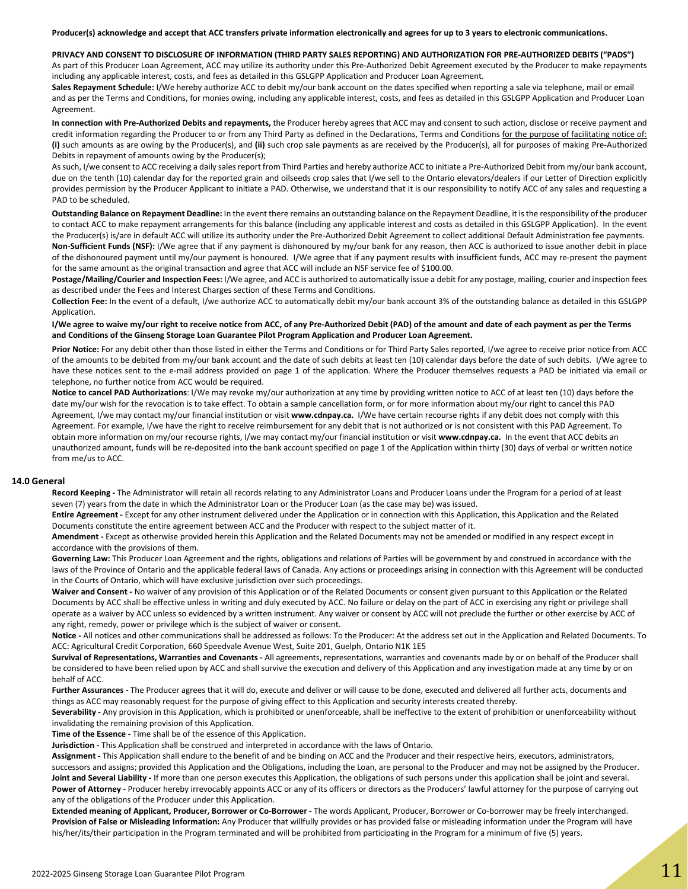**Producer(s) acknowledge and accept that ACC transfers private information electronically and agrees for up to 3 years to electronic communications.**

**PRIVACY AND CONSENT TO DISCLOSURE OF INFORMATION (THIRD PARTY SALES REPORTING) AND AUTHORIZATION FOR PRE-AUTHORIZED DEBITS ("PADS")**

As part of this Producer Loan Agreement, ACC may utilize its authority under this Pre-Authorized Debit Agreement executed by the Producer to make repayments including any applicable interest, costs, and fees as detailed in this GSLGPP Application and Producer Loan Agreement.

**Sales Repayment Schedule:** I/We hereby authorize ACC to debit my/our bank account on the dates specified when reporting a sale via telephone, mail or email and as per the Terms and Conditions, for monies owing, including any applicable interest, costs, and fees as detailed in this GSLGPP Application and Producer Loan Agreement.

**In connection with Pre-Authorized Debits and repayments,** the Producer hereby agrees that ACC may and consent to such action, disclose or receive payment and credit information regarding the Producer to or from any Third Party as defined in the Declarations, Terms and Conditions for the purpose of facilitating notice of: **(i)** such amounts as are owing by the Producer(s), and **(ii)** such crop sale payments as are received by the Producer(s), all for purposes of making Pre-Authorized Debits in repayment of amounts owing by the Producer(s);

As such, I/we consent to ACC receiving a daily sales report from Third Parties and hereby authorize ACC to initiate a Pre-Authorized Debit from my/our bank account, due on the tenth (10) calendar day for the reported grain and oilseeds crop sales that I/we sell to the Ontario elevators/dealers if our Letter of Direction explicitly provides permission by the Producer Applicant to initiate a PAD. Otherwise, we understand that it is our responsibility to notify ACC of any sales and requesting a PAD to be scheduled.

**Outstanding Balance on Repayment Deadline:** In the event there remains an outstanding balance on the Repayment Deadline, it is the responsibility of the producer to contact ACC to make repayment arrangements for this balance (including any applicable interest and costs as detailed in this GSLGPP Application). In the event the Producer(s) is/are in default ACC will utilize its authority under the Pre-Authorized Debit Agreement to collect additional Default Administration fee payments.

**Non-Sufficient Funds (NSF):** I/We agree that if any payment is dishonoured by my/our bank for any reason, then ACC is authorized to issue another debit in place of the dishonoured payment until my/our payment is honoured. I/We agree that if any payment results with insufficient funds, ACC may re-present the payment for the same amount as the original transaction and agree that ACC will include an NSF service fee of $100.00.

**Postage/Mailing/Courier and Inspection Fees:** I/We agree, and ACC is authorized to automatically issue a debit for any postage, mailing, courier and inspection fees as described under the Fees and Interest Charges section of these Terms and Conditions.

**Collection Fee:** In the event of a default, I/we authorize ACC to automatically debit my/our bank account 3% of the outstanding balance as detailed in this GSLGPP Application.

**I/We agree to waive my/our right to receive notice from ACC, of any Pre-Authorized Debit (PAD) of the amount and date of each payment as per the Terms and Conditions of the Ginseng Storage Loan Guarantee Pilot Program Application and Producer Loan Agreement.**

**Prior Notice:** For any debit other than those listed in either the Terms and Conditions or for Third Party Sales reported, I/we agree to receive prior notice from ACC of the amounts to be debited from my/our bank account and the date of such debits at least ten (10) calendar days before the date of such debits. I/We agree to have these notices sent to the e-mail address provided on page 1 of the application. Where the Producer themselves requests a PAD be initiated via email or telephone, no further notice from ACC would be required.

**Notice to cancel PAD Authorizations**: I/We may revoke my/our authorization at any time by providing written notice to ACC of at least ten (10) days before the date my/our wish for the revocation is to take effect. To obtain a sample cancellation form, or for more information about my/our right to cancel this PAD Agreement, I/we may contact my/our financial institution or visit **www.cdnpay.ca.** I/We have certain recourse rights if any debit does not comply with this Agreement. For example, I/we have the right to receive reimbursement for any debit that is not authorized or is not consistent with this PAD Agreement. To obtain more information on my/our recourse rights, I/we may contact my/our financial institution or visit **www.cdnpay.ca.** In the event that ACC debits an unauthorized amount, funds will be re-deposited into the bank account specified on page 1 of the Application within thirty (30) days of verbal or written notice from me/us to ACC.

## 14.0 General

**Record Keeping -** The Administrator will retain all records relating to any Administrator Loans and Producer Loans under the Program for a period of at least seven (7) years from the date in which the Administrator Loan or the Producer Loan (as the case may be) was issued.

**Entire Agreement -** Except for any other instrument delivered under the Application or in connection with this Application, this Application and the Related Documents constitute the entire agreement between ACC and the Producer with respect to the subject matter of it.

**Amendment -** Except as otherwise provided herein this Application and the Related Documents may not be amended or modified in any respect except in accordance with the provisions of them.

**Governing Law:** This Producer Loan Agreement and the rights, obligations and relations of Parties will be government by and construed in accordance with the laws of the Province of Ontario and the applicable federal laws of Canada. Any actions or proceedings arising in connection with this Agreement will be conducted in the Courts of Ontario, which will have exclusive jurisdiction over such proceedings.

**Waiver and Consent -** No waiver of any provision of this Application or of the Related Documents or consent given pursuant to this Application or the Related Documents by ACC shall be effective unless in writing and duly executed by ACC. No failure or delay on the part of ACC in exercising any right or privilege shall operate as a waiver by ACC unless so evidenced by a written instrument. Any waiver or consent by ACC will not preclude the further or other exercise by ACC of any right, remedy, power or privilege which is the subject of waiver or consent.

**Notice -** All notices and other communications shall be addressed as follows: To the Producer: At the address set out in the Application and Related Documents. To ACC: Agricultural Credit Corporation, 660 Speedvale Avenue West, Suite 201, Guelph, Ontario N1K 1E5

**Survival of Representations, Warranties and Covenants -** All agreements, representations, warranties and covenants made by or on behalf of the Producer shall be considered to have been relied upon by ACC and shall survive the execution and delivery of this Application and any investigation made at any time by or on behalf of ACC.

**Further Assurances -** The Producer agrees that it will do, execute and deliver or will cause to be done, executed and delivered all further acts, documents and things as ACC may reasonably request for the purpose of giving effect to this Application and security interests created thereby.

**Severability -** Any provision in this Application, which is prohibited or unenforceable, shall be ineffective to the extent of prohibition or unenforceability without invalidating the remaining provision of this Application.

**Time of the Essence -** Time shall be of the essence of this Application.

**Jurisdiction -** This Application shall be construed and interpreted in accordance with the laws of Ontario.

**Assignment -** This Application shall endure to the benefit of and be binding on ACC and the Producer and their respective heirs, executors, administrators, successors and assigns; provided this Application and the Obligations, including the Loan, are personal to the Producer and may not be assigned by the Producer.

**Joint and Several Liability -** If more than one person executes this Application, the obligations of such persons under this application shall be joint and several.

**Power of Attorney -** Producer hereby irrevocably appoints ACC or any of its officers or directors as the Producers' lawful attorney for the purpose of carrying out any of the obligations of the Producer under this Application.

**Extended meaning of Applicant, Producer, Borrower or Co-Borrower -** The words Applicant, Producer, Borrower or Co-borrower may be freely interchanged.

**Provision of False or Misleading Information:** Any Producer that willfully provides or has provided false or misleading information under the Program will have his/her/its/their participation in the Program terminated and will be prohibited from participating in the Program for a minimum of five (5) years.